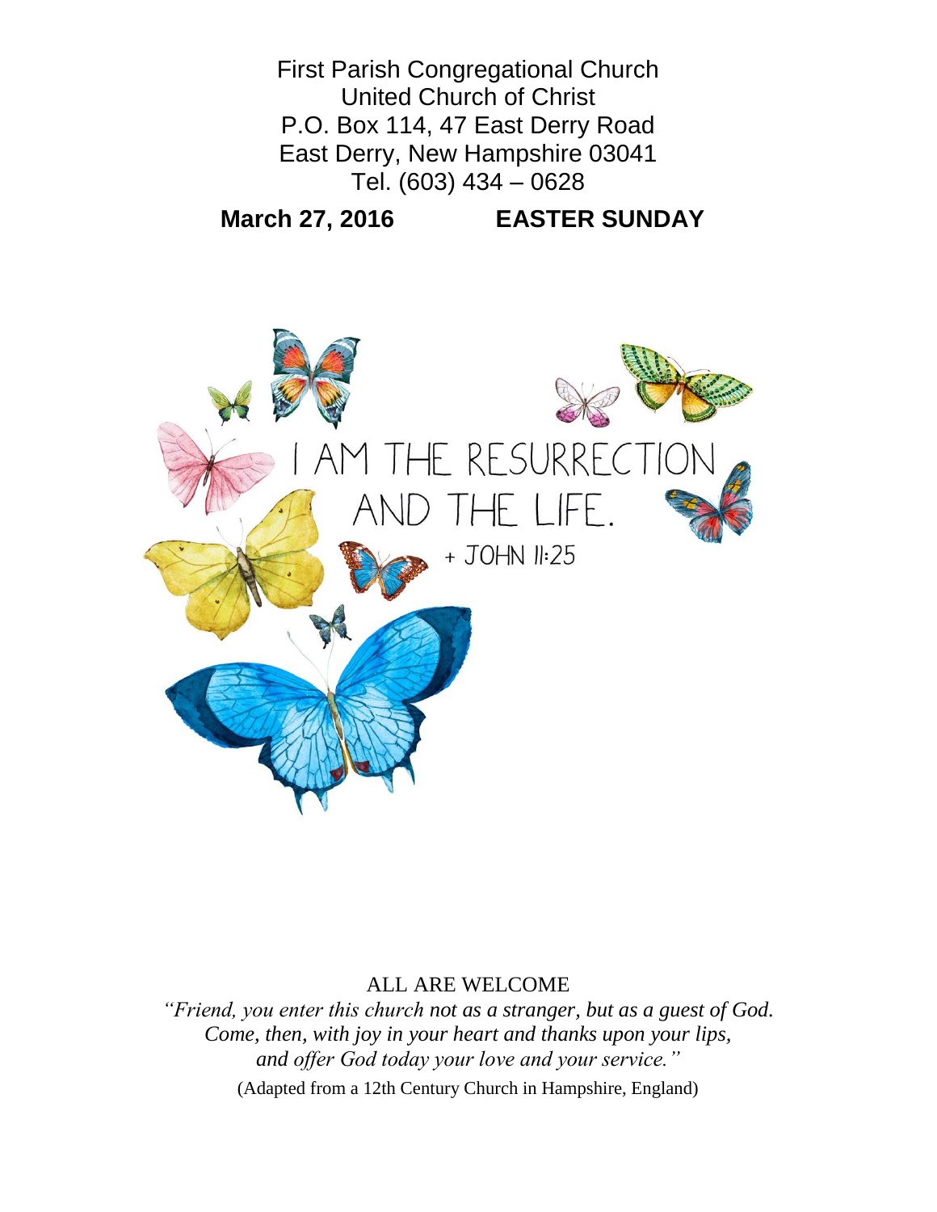First Parish Congregational Church
United Church of Christ
P.O. Box 114, 47 East Derry Road
East Derry, New Hampshire 03041
Tel. (603) 434 – 0628

**March 27, 2016 EASTER SUNDAY**

I AM THE RESURRECTION AND THE LIFE.
+ JOHN 11:25

ALL ARE WELCOME

*"Friend, you enter this church not as a stranger, but as a guest of God.*
*Come, then, with joy in your heart and thanks upon your lips,*
*and offer God today your love and your service."*

(Adapted from a 12th Century Church in Hampshire, England)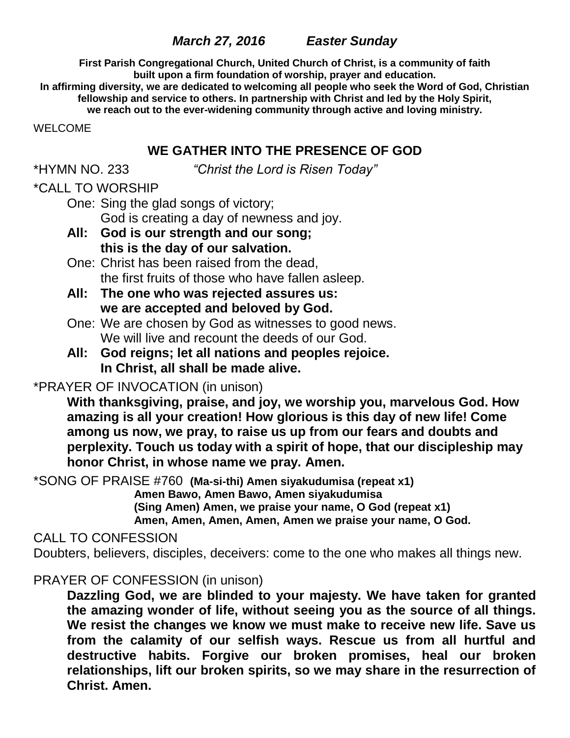***March 27, 2016          Easter Sunday***

**First Parish Congregational Church, United Church of Christ, is a community of faith built upon a firm foundation of worship, prayer and education. In affirming diversity, we are dedicated to welcoming all people who seek the Word of God, Christian fellowship and service to others. In partnership with Christ and led by the Holy Spirit, we reach out to the ever-widening community through active and loving ministry.**

WELCOME

## WE GATHER INTO THE PRESENCE OF GOD

*HYMN NO. 233          *"Christ the Lord is Risen Today"*

*CALL TO WORSHIP

One: Sing the glad songs of victory;
God is creating a day of newness and joy.

**All: God is our strength and our song;
this is the day of our salvation.**

One: Christ has been raised from the dead,
the first fruits of those who have fallen asleep.

**All: The one who was rejected assures us:
we are accepted and beloved by God.**

One: We are chosen by God as witnesses to good news.
We will live and recount the deeds of our God.

**All: God reigns; let all nations and peoples rejoice.
In Christ, all shall be made alive.**

*PRAYER OF INVOCATION (in unison)

**With thanksgiving, praise, and joy, we worship you, marvelous God. How amazing is all your creation! How glorious is this day of new life! Come among us now, we pray, to raise us up from our fears and doubts and perplexity. Touch us today with a spirit of hope, that our discipleship may honor Christ, in whose name we pray. Amen.**

*SONG OF PRAISE #760 **(Ma-si-thi) Amen siyakudumisa (repeat x1)
Amen Bawo, Amen Bawo, Amen siyakudumisa
(Sing Amen) Amen, we praise your name, O God (repeat x1)
Amen, Amen, Amen, Amen, Amen we praise your name, O God.**

CALL TO CONFESSION

Doubters, believers, disciples, deceivers: come to the one who makes all things new.

PRAYER OF CONFESSION (in unison)

**Dazzling God, we are blinded to your majesty. We have taken for granted the amazing wonder of life, without seeing you as the source of all things. We resist the changes we know we must make to receive new life. Save us from the calamity of our selfish ways. Rescue us from all hurtful and destructive habits. Forgive our broken promises, heal our broken relationships, lift our broken spirits, so we may share in the resurrection of Christ. Amen.**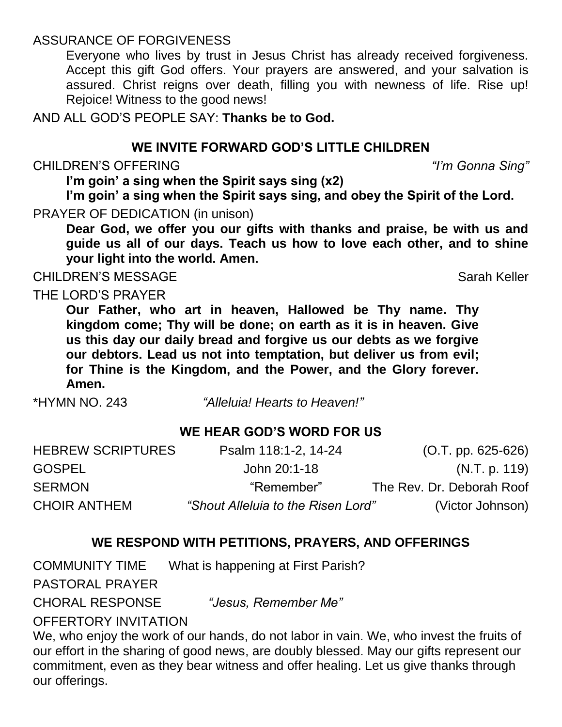ASSURANCE OF FORGIVENESS

Everyone who lives by trust in Jesus Christ has already received forgiveness. Accept this gift God offers. Your prayers are answered, and your salvation is assured. Christ reigns over death, filling you with newness of life. Rise up! Rejoice! Witness to the good news!

AND ALL GOD'S PEOPLE SAY: **Thanks be to God.**

## WE INVITE FORWARD GOD'S LITTLE CHILDREN

CHILDREN'S OFFERING *"I'm Gonna Sing"*

**I'm goin' a sing when the Spirit says sing (x2)**
**I'm goin' a sing when the Spirit says sing, and obey the Spirit of the Lord.**

PRAYER OF DEDICATION (in unison)

**Dear God, we offer you our gifts with thanks and praise, be with us and guide us all of our days. Teach us how to love each other, and to shine your light into the world. Amen.**

CHILDREN'S MESSAGE Sarah Keller

THE LORD'S PRAYER

**Our Father, who art in heaven, Hallowed be Thy name. Thy kingdom come; Thy will be done; on earth as it is in heaven. Give us this day our daily bread and forgive us our debts as we forgive our debtors. Lead us not into temptation, but deliver us from evil; for Thine is the Kingdom, and the Power, and the Glory forever. Amen.**

*HYMN NO. 243 *"Alleluia! Hearts to Heaven!"*

## WE HEAR GOD'S WORD FOR US

| | | |
|---|---|---|
| HEBREW SCRIPTURES | Psalm 118:1-2, 14-24 | (O.T. pp. 625-626) |
| GOSPEL | John 20:1-18 | (N.T. p. 119) |
| SERMON | "Remember" | The Rev. Dr. Deborah Roof |
| CHOIR ANTHEM | *"Shout Alleluia to the Risen Lord"* | (Victor Johnson) |

## WE RESPOND WITH PETITIONS, PRAYERS, AND OFFERINGS

COMMUNITY TIME What is happening at First Parish?

PASTORAL PRAYER

CHORAL RESPONSE *"Jesus, Remember Me"*

OFFERTORY INVITATION

We, who enjoy the work of our hands, do not labor in vain. We, who invest the fruits of our effort in the sharing of good news, are doubly blessed. May our gifts represent our commitment, even as they bear witness and offer healing. Let us give thanks through our offerings.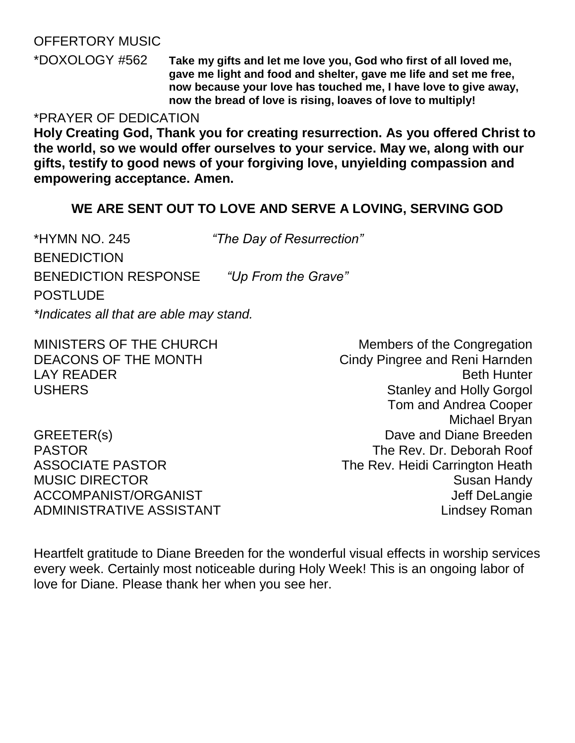OFFERTORY MUSIC

*DOXOLOGY #562 **Take my gifts and let me love you, God who first of all loved me, gave me light and food and shelter, gave me life and set me free, now because your love has touched me, I have love to give away, now the bread of love is rising, loaves of love to multiply!**

*PRAYER OF DEDICATION

**Holy Creating God, Thank you for creating resurrection. As you offered Christ to the world, so we would offer ourselves to your service. May we, along with our gifts, testify to good news of your forgiving love, unyielding compassion and empowering acceptance. Amen.**

## WE ARE SENT OUT TO LOVE AND SERVE A LOVING, SERVING GOD

*HYMN NO. 245 *"The Day of Resurrection"*

BENEDICTION

BENEDICTION RESPONSE *"Up From the Grave"*

POSTLUDE

*\*Indicates all that are able may stand.*

| | |
|---|---|
| MINISTERS OF THE CHURCH | Members of the Congregation |
| DEACONS OF THE MONTH | Cindy Pingree and Reni Harnden |
| LAY READER | Beth Hunter |
| USHERS | Stanley and Holly Gorgol<br>Tom and Andrea Cooper<br>Michael Bryan |
| GREETER(s) | Dave and Diane Breeden |
| PASTOR | The Rev. Dr. Deborah Roof |
| ASSOCIATE PASTOR | The Rev. Heidi Carrington Heath |
| MUSIC DIRECTOR | Susan Handy |
| ACCOMPANIST/ORGANIST | Jeff DeLangie |
| ADMINISTRATIVE ASSISTANT | Lindsey Roman |

Heartfelt gratitude to Diane Breeden for the wonderful visual effects in worship services every week. Certainly most noticeable during Holy Week! This is an ongoing labor of love for Diane. Please thank her when you see her.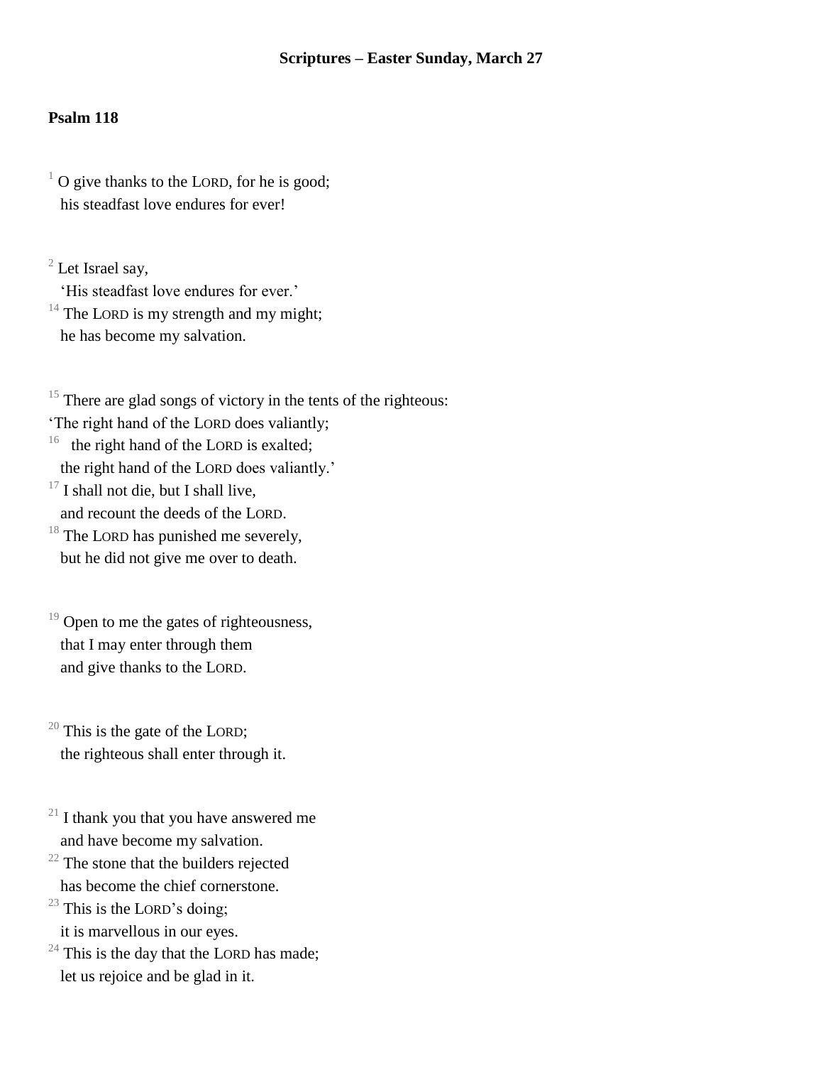**Scriptures – Easter Sunday, March 27**

**Psalm 118**

[1] O give thanks to the LORD, for he is good;
his steadfast love endures for ever!

[2] Let Israel say,
'His steadfast love endures for ever.'
[14] The LORD is my strength and my might;
he has become my salvation.

[15] There are glad songs of victory in the tents of the righteous:
'The right hand of the LORD does valiantly;
[16] the right hand of the LORD is exalted;
the right hand of the LORD does valiantly.'
[17] I shall not die, but I shall live,
and recount the deeds of the LORD.
[18] The LORD has punished me severely,
but he did not give me over to death.

[19] Open to me the gates of righteousness,
that I may enter through them
and give thanks to the LORD.

[20] This is the gate of the LORD;
the righteous shall enter through it.

[21] I thank you that you have answered me
and have become my salvation.
[22] The stone that the builders rejected
has become the chief cornerstone.
[23] This is the LORD's doing;
it is marvellous in our eyes.
[24] This is the day that the LORD has made;
let us rejoice and be glad in it.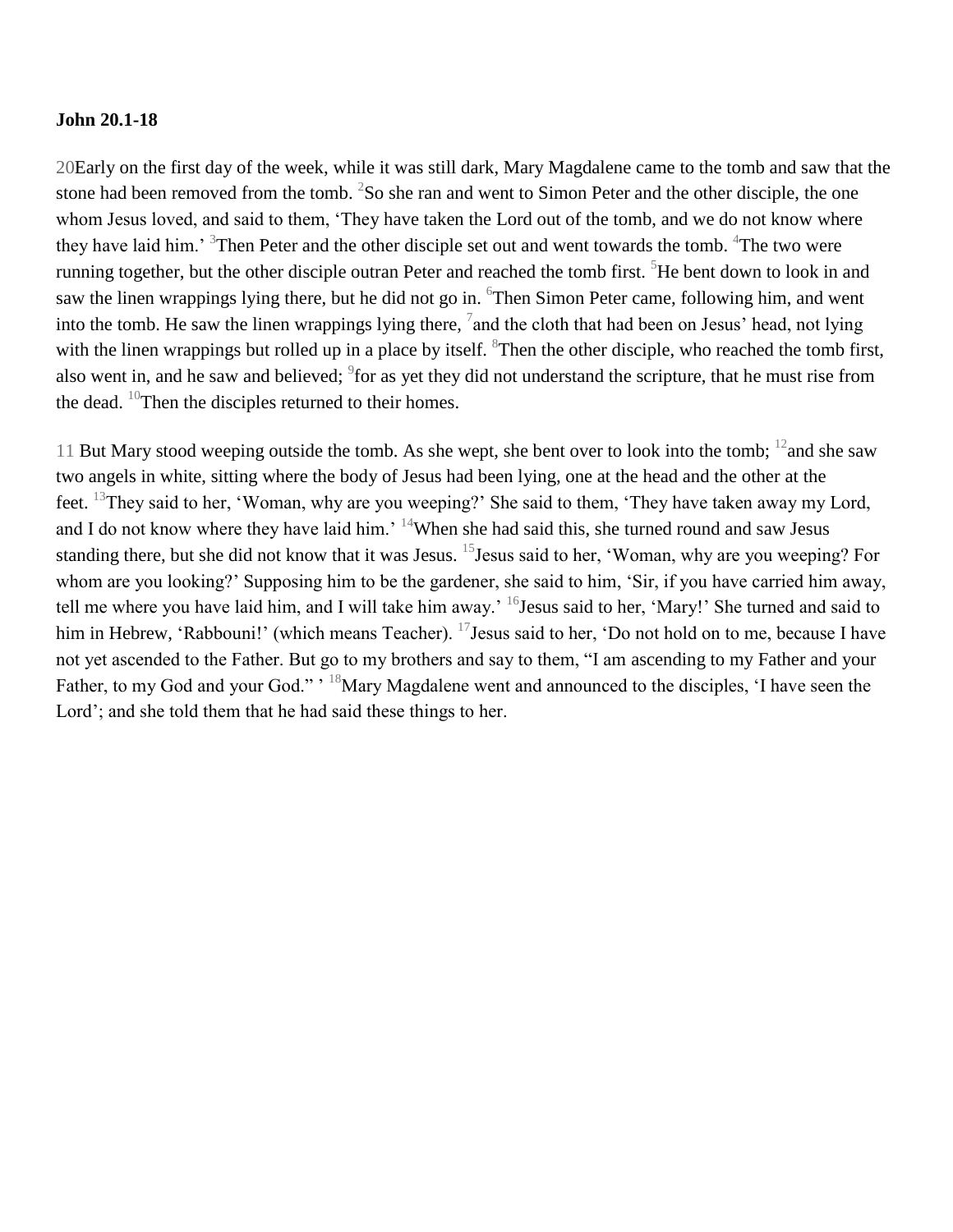**John 20.1-18**

20Early on the first day of the week, while it was still dark, Mary Magdalene came to the tomb and saw that the stone had been removed from the tomb. 2So she ran and went to Simon Peter and the other disciple, the one whom Jesus loved, and said to them, 'They have taken the Lord out of the tomb, and we do not know where they have laid him.' 3Then Peter and the other disciple set out and went towards the tomb. 4The two were running together, but the other disciple outran Peter and reached the tomb first. 5He bent down to look in and saw the linen wrappings lying there, but he did not go in. 6Then Simon Peter came, following him, and went into the tomb. He saw the linen wrappings lying there, 7and the cloth that had been on Jesus' head, not lying with the linen wrappings but rolled up in a place by itself. 8Then the other disciple, who reached the tomb first, also went in, and he saw and believed; 9for as yet they did not understand the scripture, that he must rise from the dead. 10Then the disciples returned to their homes.

11 But Mary stood weeping outside the tomb. As she wept, she bent over to look into the tomb; 12and she saw two angels in white, sitting where the body of Jesus had been lying, one at the head and the other at the feet. 13They said to her, 'Woman, why are you weeping?' She said to them, 'They have taken away my Lord, and I do not know where they have laid him.' 14When she had said this, she turned round and saw Jesus standing there, but she did not know that it was Jesus. 15Jesus said to her, 'Woman, why are you weeping? For whom are you looking?' Supposing him to be the gardener, she said to him, 'Sir, if you have carried him away, tell me where you have laid him, and I will take him away.' 16Jesus said to her, 'Mary!' She turned and said to him in Hebrew, 'Rabbouni!' (which means Teacher). 17Jesus said to her, 'Do not hold on to me, because I have not yet ascended to the Father. But go to my brothers and say to them, "I am ascending to my Father and your Father, to my God and your God." ' 18Mary Magdalene went and announced to the disciples, 'I have seen the Lord'; and she told them that he had said these things to her.